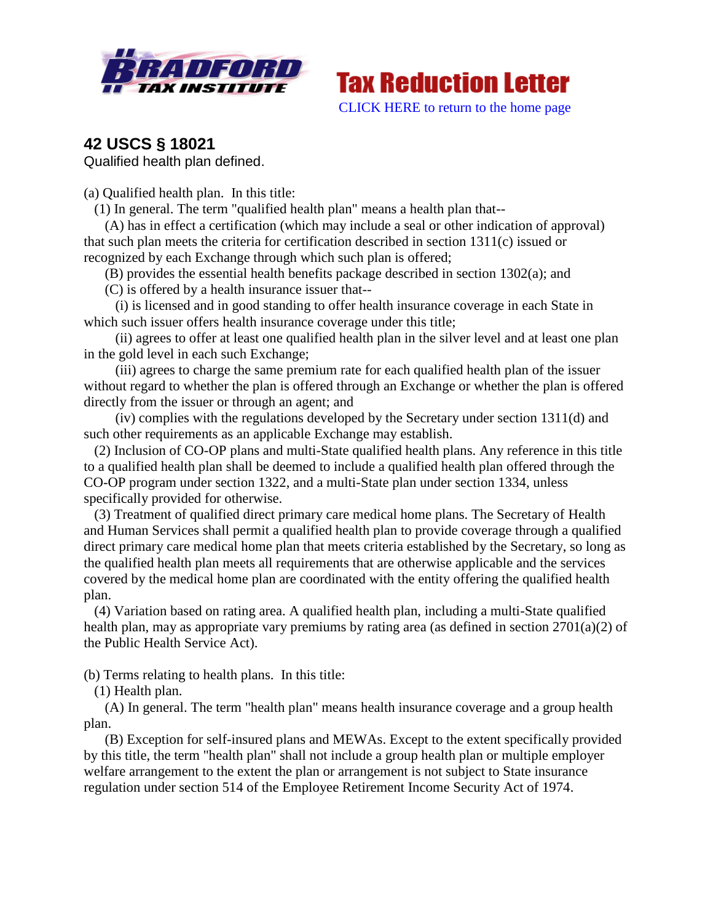Bradford Tax Institute

**Tax Reduction Letter**

CLICK HERE to return to the home page

## 42 USCS § 18021

Qualified health plan defined.

(a) Qualified health plan. In this title:

(1) In general. The term "qualified health plan" means a health plan that--

(A) has in effect a certification (which may include a seal or other indication of approval) that such plan meets the criteria for certification described in section 1311(c) issued or recognized by each Exchange through which such plan is offered;

(B) provides the essential health benefits package described in section 1302(a); and

(C) is offered by a health insurance issuer that--

(i) is licensed and in good standing to offer health insurance coverage in each State in which such issuer offers health insurance coverage under this title;

(ii) agrees to offer at least one qualified health plan in the silver level and at least one plan in the gold level in each such Exchange;

(iii) agrees to charge the same premium rate for each qualified health plan of the issuer without regard to whether the plan is offered through an Exchange or whether the plan is offered directly from the issuer or through an agent; and

(iv) complies with the regulations developed by the Secretary under section 1311(d) and such other requirements as an applicable Exchange may establish.

(2) Inclusion of CO-OP plans and multi-State qualified health plans. Any reference in this title to a qualified health plan shall be deemed to include a qualified health plan offered through the CO-OP program under section 1322, and a multi-State plan under section 1334, unless specifically provided for otherwise.

(3) Treatment of qualified direct primary care medical home plans. The Secretary of Health and Human Services shall permit a qualified health plan to provide coverage through a qualified direct primary care medical home plan that meets criteria established by the Secretary, so long as the qualified health plan meets all requirements that are otherwise applicable and the services covered by the medical home plan are coordinated with the entity offering the qualified health plan.

(4) Variation based on rating area. A qualified health plan, including a multi-State qualified health plan, may as appropriate vary premiums by rating area (as defined in section 2701(a)(2) of the Public Health Service Act).

(b) Terms relating to health plans. In this title:

(1) Health plan.

(A) In general. The term "health plan" means health insurance coverage and a group health plan.

(B) Exception for self-insured plans and MEWAs. Except to the extent specifically provided by this title, the term "health plan" shall not include a group health plan or multiple employer welfare arrangement to the extent the plan or arrangement is not subject to State insurance regulation under section 514 of the Employee Retirement Income Security Act of 1974.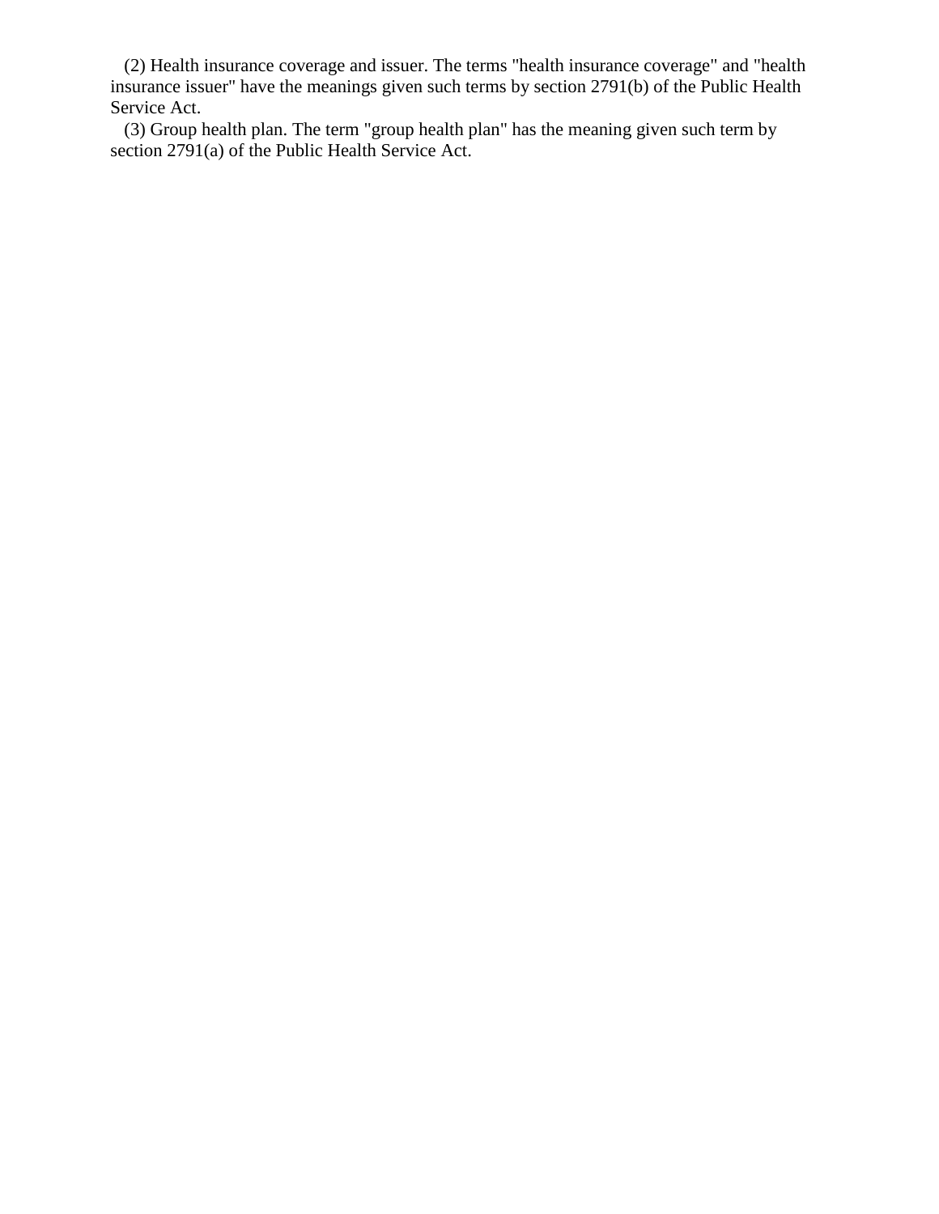(2) Health insurance coverage and issuer. The terms "health insurance coverage" and "health insurance issuer" have the meanings given such terms by section 2791(b) of the Public Health Service Act.

(3) Group health plan. The term "group health plan" has the meaning given such term by section 2791(a) of the Public Health Service Act.